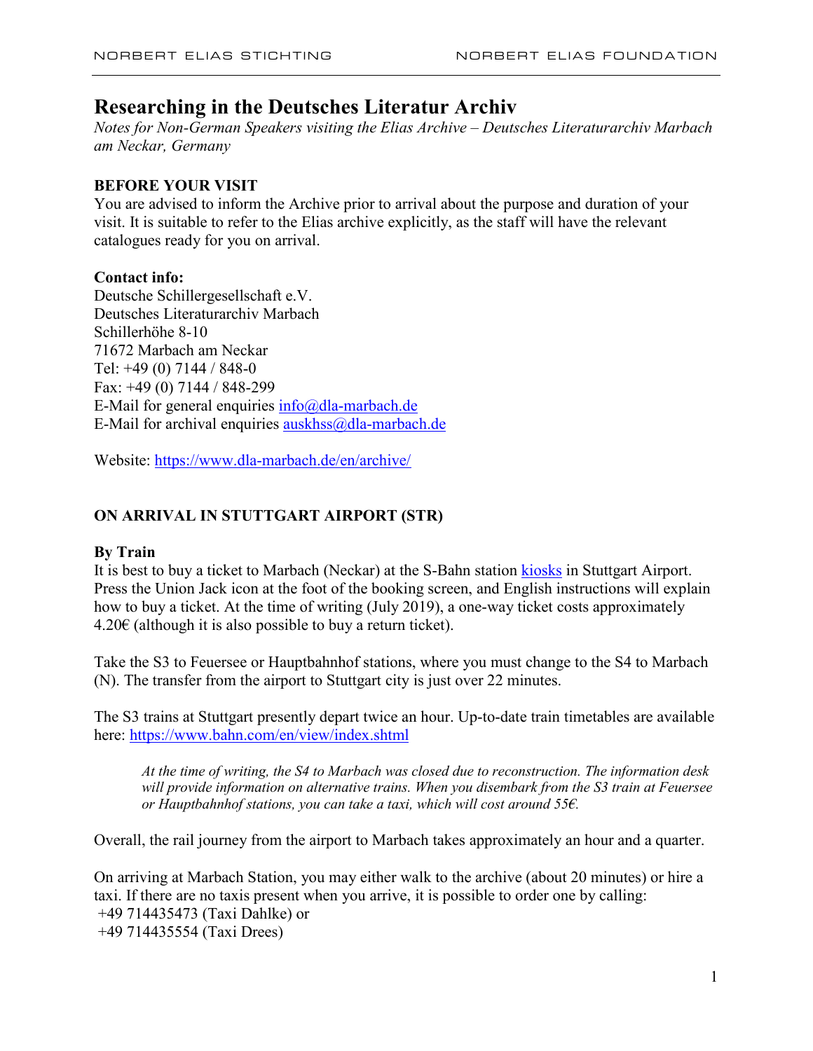# Researching in the Deutsches Literatur Archiv

*Notes for Non-German Speakers visiting the Elias Archive – Deutsches Literaturarchiv Marbach am Neckar, Germany*

## BEFORE YOUR VISIT

You are advised to inform the Archive prior to arrival about the purpose and duration of your visit. It is suitable to refer to the Elias archive explicitly, as the staff will have the relevant catalogues ready for you on arrival.

**Contact info:**
Deutsche Schillergesellschaft e.V.
Deutsches Literaturarchiv Marbach
Schillerhöhe 8-10
71672 Marbach am Neckar
Tel: +49 (0) 7144 / 848-0
Fax: +49 (0) 7144 / 848-299
E-Mail for general enquiries [info@dla-marbach.de](mailto:info@dla-marbach.de)
E-Mail for archival enquiries [auskhss@dla-marbach.de](mailto:auskhss@dla-marbach.de)

Website: [https://www.dla-marbach.de/en/archive/](https://www.dla-marbach.de/en/archive/)

## ON ARRIVAL IN STUTTGART AIRPORT (STR)

### By Train

It is best to buy a ticket to Marbach (Neckar) at the S-Bahn station kiosks in Stuttgart Airport. Press the Union Jack icon at the foot of the booking screen, and English instructions will explain how to buy a ticket. At the time of writing (July 2019), a one-way ticket costs approximately 4.20€ (although it is also possible to buy a return ticket).

Take the S3 to Feuersee or Hauptbahnhof stations, where you must change to the S4 to Marbach (N). The transfer from the airport to Stuttgart city is just over 22 minutes.

The S3 trains at Stuttgart presently depart twice an hour. Up-to-date train timetables are available here: [https://www.bahn.com/en/view/index.shtml](https://www.bahn.com/en/view/index.shtml)

> *At the time of writing, the S4 to Marbach was closed due to reconstruction. The information desk will provide information on alternative trains. When you disembark from the S3 train at Feuersee or Hauptbahnhof stations, you can take a taxi, which will cost around 55€.*

Overall, the rail journey from the airport to Marbach takes approximately an hour and a quarter.

On arriving at Marbach Station, you may either walk to the archive (about 20 minutes) or hire a taxi. If there are no taxis present when you arrive, it is possible to order one by calling:
+49 714435473 (Taxi Dahlke) or
+49 714435554 (Taxi Drees)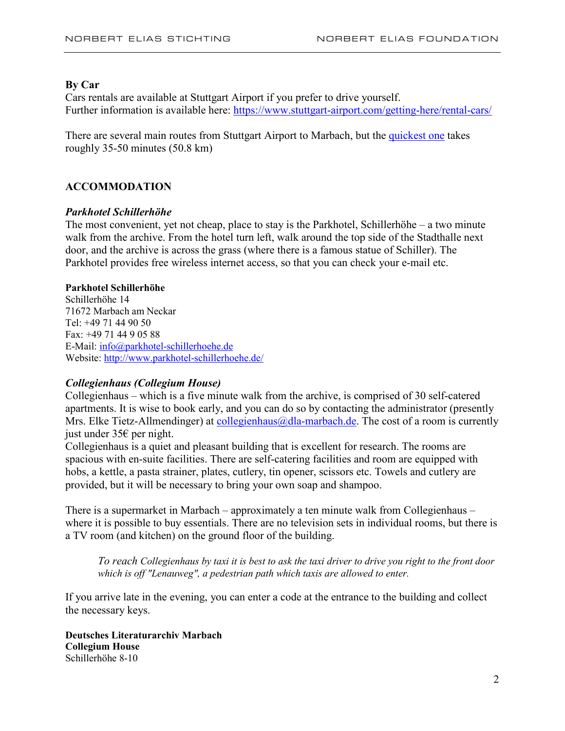**By Car**
Cars rentals are available at Stuttgart Airport if you prefer to drive yourself.
Further information is available here: [https://www.stuttgart-airport.com/getting-here/rental-cars/](https://www.stuttgart-airport.com/getting-here/rental-cars/)

There are several main routes from Stuttgart Airport to Marbach, but the [quickest one]() takes roughly 35-50 minutes (50.8 km)

## ACCOMMODATION

### *Parkhotel Schillerhöhe*

The most convenient, yet not cheap, place to stay is the Parkhotel, Schillerhöhe – a two minute walk from the archive. From the hotel turn left, walk around the top side of the Stadthalle next door, and the archive is across the grass (where there is a famous statue of Schiller). The Parkhotel provides free wireless internet access, so that you can check your e-mail etc.

**Parkhotel Schillerhöhe**
Schillerhöhe 14
71672 Marbach am Neckar
Tel: +49 71 44 90 50
Fax: +49 71 44 9 05 88
E-Mail: [info@parkhotel-schillerhoehe.de](mailto:info@parkhotel-schillerhoehe.de)
Website: [http://www.parkhotel-schillerhoehe.de/](http://www.parkhotel-schillerhoehe.de/)

### *Collegienhaus (Collegium House)*

Collegienhaus – which is a five minute walk from the archive, is comprised of 30 self-catered apartments. It is wise to book early, and you can do so by contacting the administrator (presently Mrs. Elke Tietz-Allmendinger) at [collegienhaus@dla-marbach.de](mailto:collegienhaus@dla-marbach.de). The cost of a room is currently just under 35€ per night.
Collegienhaus is a quiet and pleasant building that is excellent for research. The rooms are spacious with en-suite facilities. There are self-catering facilities and room are equipped with hobs, a kettle, a pasta strainer, plates, cutlery, tin opener, scissors etc. Towels and cutlery are provided, but it will be necessary to bring your own soap and shampoo.

There is a supermarket in Marbach – approximately a ten minute walk from Collegienhaus – where it is possible to buy essentials. There are no television sets in individual rooms, but there is a TV room (and kitchen) on the ground floor of the building.

> *To reach Collegienhaus by taxi it is best to ask the taxi driver to drive you right to the front door which is off "Lenauweg", a pedestrian path which taxis are allowed to enter.*

If you arrive late in the evening, you can enter a code at the entrance to the building and collect the necessary keys.

**Deutsches Literaturarchiv Marbach**
**Collegium House**
Schillerhöhe 8-10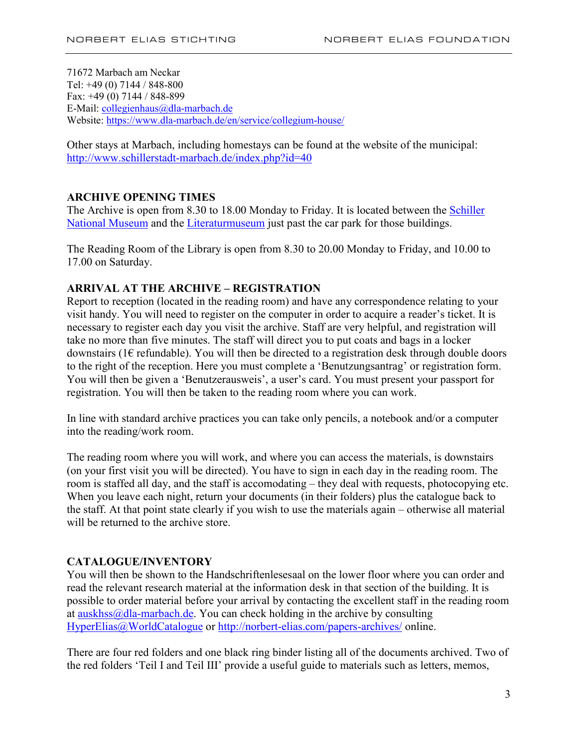71672 Marbach am Neckar
Tel: +49 (0) 7144 / 848-800
Fax: +49 (0) 7144 / 848-899
E-Mail: collegienhaus@dla-marbach.de
Website: https://www.dla-marbach.de/en/service/collegium-house/

Other stays at Marbach, including homestays can be found at the website of the municipal: http://www.schillerstadt-marbach.de/index.php?id=40

## ARCHIVE OPENING TIMES

The Archive is open from 8.30 to 18.00 Monday to Friday. It is located between the Schiller National Museum and the Literaturmuseum just past the car park for those buildings.

The Reading Room of the Library is open from 8.30 to 20.00 Monday to Friday, and 10.00 to 17.00 on Saturday.

## ARRIVAL AT THE ARCHIVE – REGISTRATION

Report to reception (located in the reading room) and have any correspondence relating to your visit handy. You will need to register on the computer in order to acquire a reader's ticket. It is necessary to register each day you visit the archive. Staff are very helpful, and registration will take no more than five minutes. The staff will direct you to put coats and bags in a locker downstairs (1€ refundable). You will then be directed to a registration desk through double doors to the right of the reception. Here you must complete a 'Benutzungsantrag' or registration form. You will then be given a 'Benutzerausweis', a user's card. You must present your passport for registration. You will then be taken to the reading room where you can work.

In line with standard archive practices you can take only pencils, a notebook and/or a computer into the reading/work room.

The reading room where you will work, and where you can access the materials, is downstairs (on your first visit you will be directed). You have to sign in each day in the reading room. The room is staffed all day, and the staff is accomodating – they deal with requests, photocopying etc. When you leave each night, return your documents (in their folders) plus the catalogue back to the staff. At that point state clearly if you wish to use the materials again – otherwise all material will be returned to the archive store.

## CATALOGUE/INVENTORY

You will then be shown to the Handschriftenlesesaal on the lower floor where you can order and read the relevant research material at the information desk in that section of the building. It is possible to order material before your arrival by contacting the excellent staff in the reading room at auskhss@dla-marbach.de. You can check holding in the archive by consulting HyperElias@WorldCatalogue or http://norbert-elias.com/papers-archives/ online.

There are four red folders and one black ring binder listing all of the documents archived. Two of the red folders 'Teil I and Teil III' provide a useful guide to materials such as letters, memos,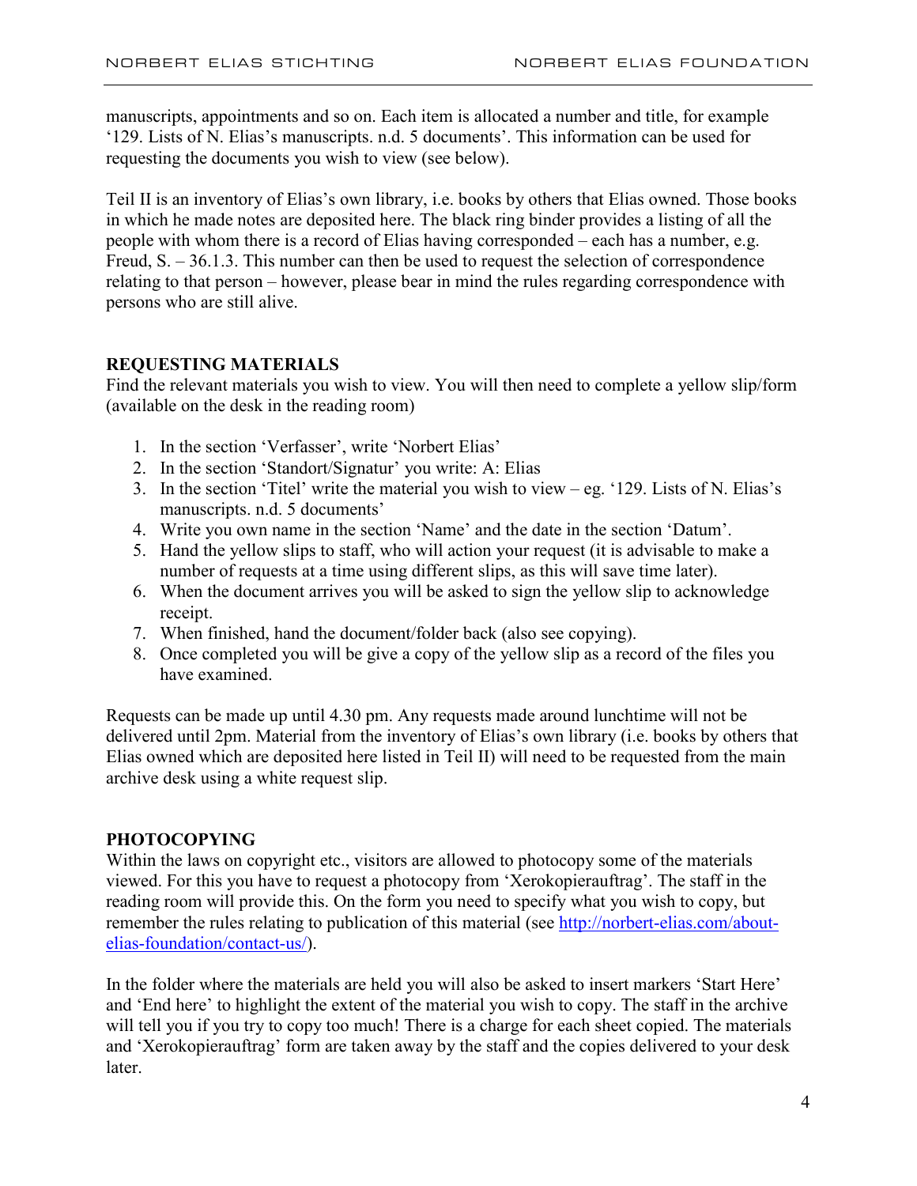manuscripts, appointments and so on. Each item is allocated a number and title, for example '129. Lists of N. Elias's manuscripts. n.d. 5 documents'. This information can be used for requesting the documents you wish to view (see below).

Teil II is an inventory of Elias's own library, i.e. books by others that Elias owned. Those books in which he made notes are deposited here. The black ring binder provides a listing of all the people with whom there is a record of Elias having corresponded – each has a number, e.g. Freud, S. – 36.1.3. This number can then be used to request the selection of correspondence relating to that person – however, please bear in mind the rules regarding correspondence with persons who are still alive.

## REQUESTING MATERIALS

Find the relevant materials you wish to view. You will then need to complete a yellow slip/form (available on the desk in the reading room)

1. In the section 'Verfasser', write 'Norbert Elias'
2. In the section 'Standort/Signatur' you write: A: Elias
3. In the section 'Titel' write the material you wish to view – eg. '129. Lists of N. Elias's manuscripts. n.d. 5 documents'
4. Write you own name in the section 'Name' and the date in the section 'Datum'.
5. Hand the yellow slips to staff, who will action your request (it is advisable to make a number of requests at a time using different slips, as this will save time later).
6. When the document arrives you will be asked to sign the yellow slip to acknowledge receipt.
7. When finished, hand the document/folder back (also see copying).
8. Once completed you will be give a copy of the yellow slip as a record of the files you have examined.

Requests can be made up until 4.30 pm. Any requests made around lunchtime will not be delivered until 2pm. Material from the inventory of Elias's own library (i.e. books by others that Elias owned which are deposited here listed in Teil II) will need to be requested from the main archive desk using a white request slip.

## PHOTOCOPYING

Within the laws on copyright etc., visitors are allowed to photocopy some of the materials viewed. For this you have to request a photocopy from 'Xerokopierauftrag'. The staff in the reading room will provide this. On the form you need to specify what you wish to copy, but remember the rules relating to publication of this material (see [http://norbert-elias.com/about-elias-foundation/contact-us/](http://norbert-elias.com/about-elias-foundation/contact-us/)).

In the folder where the materials are held you will also be asked to insert markers 'Start Here' and 'End here' to highlight the extent of the material you wish to copy. The staff in the archive will tell you if you try to copy too much! There is a charge for each sheet copied. The materials and 'Xerokopierauftrag' form are taken away by the staff and the copies delivered to your desk later.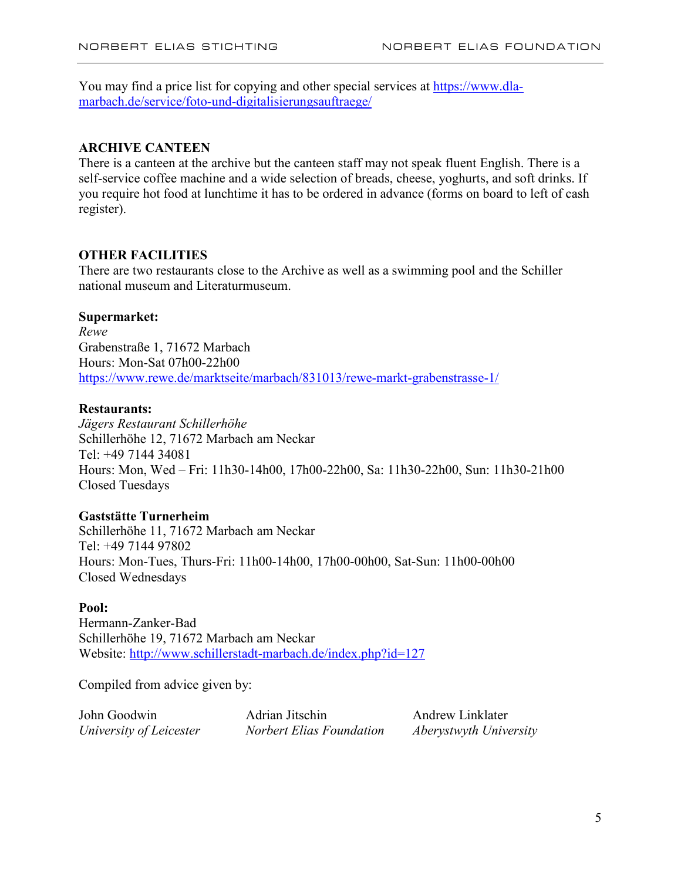You may find a price list for copying and other special services at [https://www.dla-marbach.de/service/foto-und-digitalisierungsauftraege/](https://www.dla-marbach.de/service/foto-und-digitalisierungsauftraege/)

## ARCHIVE CANTEEN

There is a canteen at the archive but the canteen staff may not speak fluent English. There is a self-service coffee machine and a wide selection of breads, cheese, yoghurts, and soft drinks. If you require hot food at lunchtime it has to be ordered in advance (forms on board to left of cash register).

## OTHER FACILITIES

There are two restaurants close to the Archive as well as a swimming pool and the Schiller national museum and Literaturmuseum.

**Supermarket:**
*Rewe*
Grabenstraße 1, 71672 Marbach
Hours: Mon-Sat 07h00-22h00
[https://www.rewe.de/marktseite/marbach/831013/rewe-markt-grabenstrasse-1/](https://www.rewe.de/marktseite/marbach/831013/rewe-markt-grabenstrasse-1/)

**Restaurants:**
*Jägers Restaurant Schillerhöhe*
Schillerhöhe 12, 71672 Marbach am Neckar
Tel: +49 7144 34081
Hours: Mon, Wed – Fri: 11h30-14h00, 17h00-22h00, Sa: 11h30-22h00, Sun: 11h30-21h00
Closed Tuesdays

**Gaststätte Turnerheim**
Schillerhöhe 11, 71672 Marbach am Neckar
Tel: +49 7144 97802
Hours: Mon-Tues, Thurs-Fri: 11h00-14h00, 17h00-00h00, Sat-Sun: 11h00-00h00
Closed Wednesdays

**Pool:**
Hermann-Zanker-Bad
Schillerhöhe 19, 71672 Marbach am Neckar
Website: [http://www.schillerstadt-marbach.de/index.php?id=127](http://www.schillerstadt-marbach.de/index.php?id=127)

Compiled from advice given by:

John Goodwin
*University of Leicester*

Adrian Jitschin
*Norbert Elias Foundation*

Andrew Linklater
*Aberystwyth University*